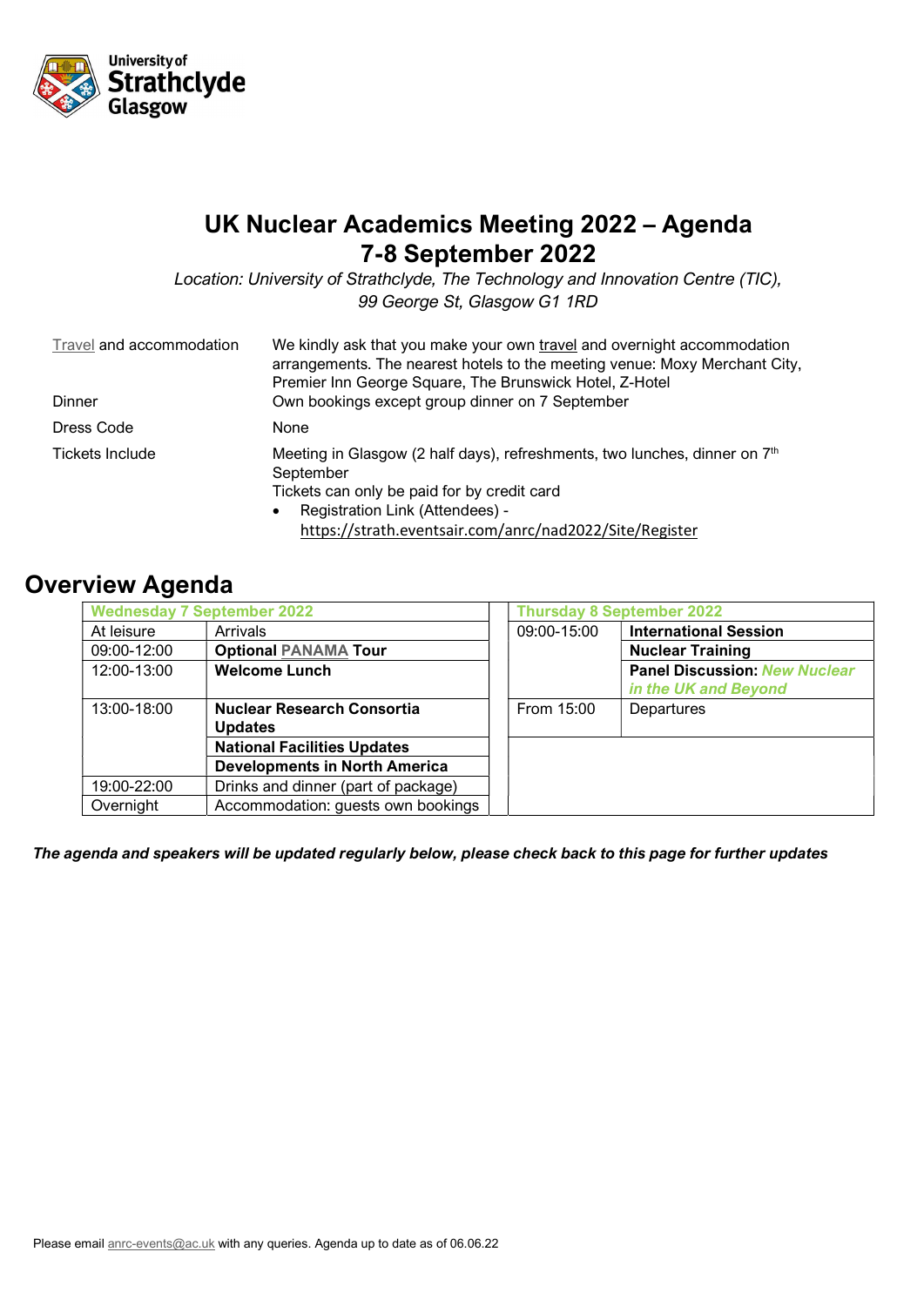# UK Nuclear Academics Meeting 2022 – Agenda
# 7-8 September 2022

*Location: University of Strathclyde, The Technology and Innovation Centre (TIC), 99 George St, Glasgow G1 1RD*

| | |
|---|---|
| Travel and accommodation | We kindly ask that you make your own travel and overnight accommodation arrangements. The nearest hotels to the meeting venue: Moxy Merchant City, Premier Inn George Square, The Brunswick Hotel, Z-Hotel |
| Dinner | Own bookings except group dinner on 7 September |
| Dress Code | None |
| Tickets Include | Meeting in Glasgow (2 half days), refreshments, two lunches, dinner on 7th September<br>Tickets can only be paid for by credit card<br>• Registration Link (Attendees) - https://strath.eventsair.com/anrc/nad2022/Site/Register |

## Overview Agenda

| Wednesday 7 September 2022 | |
|---|---|
| At leisure | Arrivals |
| 09:00-12:00 | **Optional PANAMA Tour** |
| 12:00-13:00 | **Welcome Lunch** |
| 13:00-18:00 | **Nuclear Research Consortia Updates** |
| | **National Facilities Updates** |
| | **Developments in North America** |
| 19:00-22:00 | Drinks and dinner (part of package) |
| Overnight | Accommodation: guests own bookings |

| Thursday 8 September 2022 | |
|---|---|
| 09:00-15:00 | **International Session** |
| | **Nuclear Training** |
| | **Panel Discussion:** ***New Nuclear in the UK and Beyond*** |
| From 15:00 | Departures |

***The agenda and speakers will be updated regularly below, please check back to this page for further updates***

Please email anrc-events@ac.uk with any queries. Agenda up to date as of 06.06.22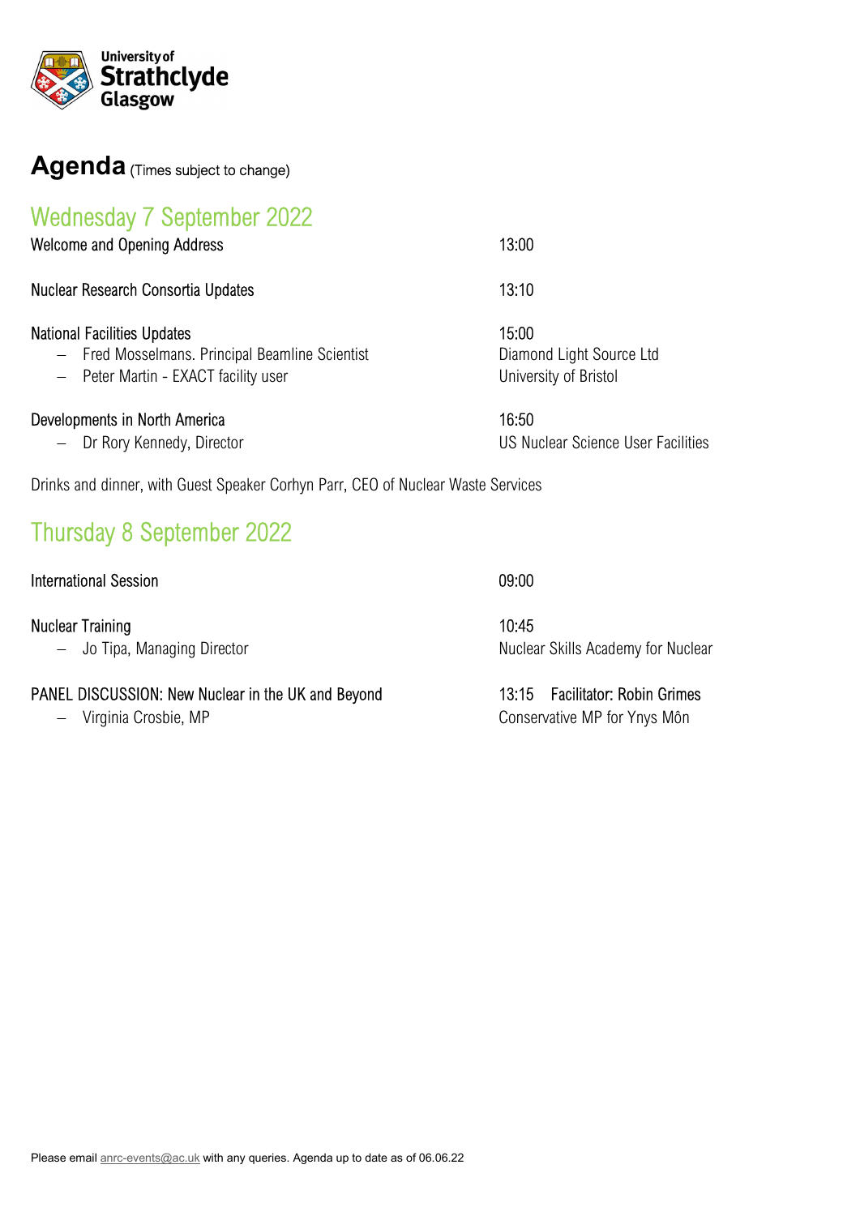# Agenda (Times subject to change)

## Wednesday 7 September 2022

| | |
|---|---|
| Welcome and Opening Address | 13:00 |
| Nuclear Research Consortia Updates | 13:10 |
| National Facilities Updates | 15:00 |
| – Fred Mosselmans. Principal Beamline Scientist | Diamond Light Source Ltd |
| – Peter Martin - EXACT facility user | University of Bristol |
| Developments in North America | 16:50 |
| – Dr Rory Kennedy, Director | US Nuclear Science User Facilities |

Drinks and dinner, with Guest Speaker Corhyn Parr, CEO of Nuclear Waste Services

## Thursday 8 September 2022

| | |
|---|---|
| International Session | 09:00 |
| Nuclear Training | 10:45 |
| – Jo Tipa, Managing Director | Nuclear Skills Academy for Nuclear |
| PANEL DISCUSSION: New Nuclear in the UK and Beyond | 13:15 Facilitator: Robin Grimes |
| – Virginia Crosbie, MP | Conservative MP for Ynys Môn |

Please email anrc-events@ac.uk with any queries. Agenda up to date as of 06.06.22